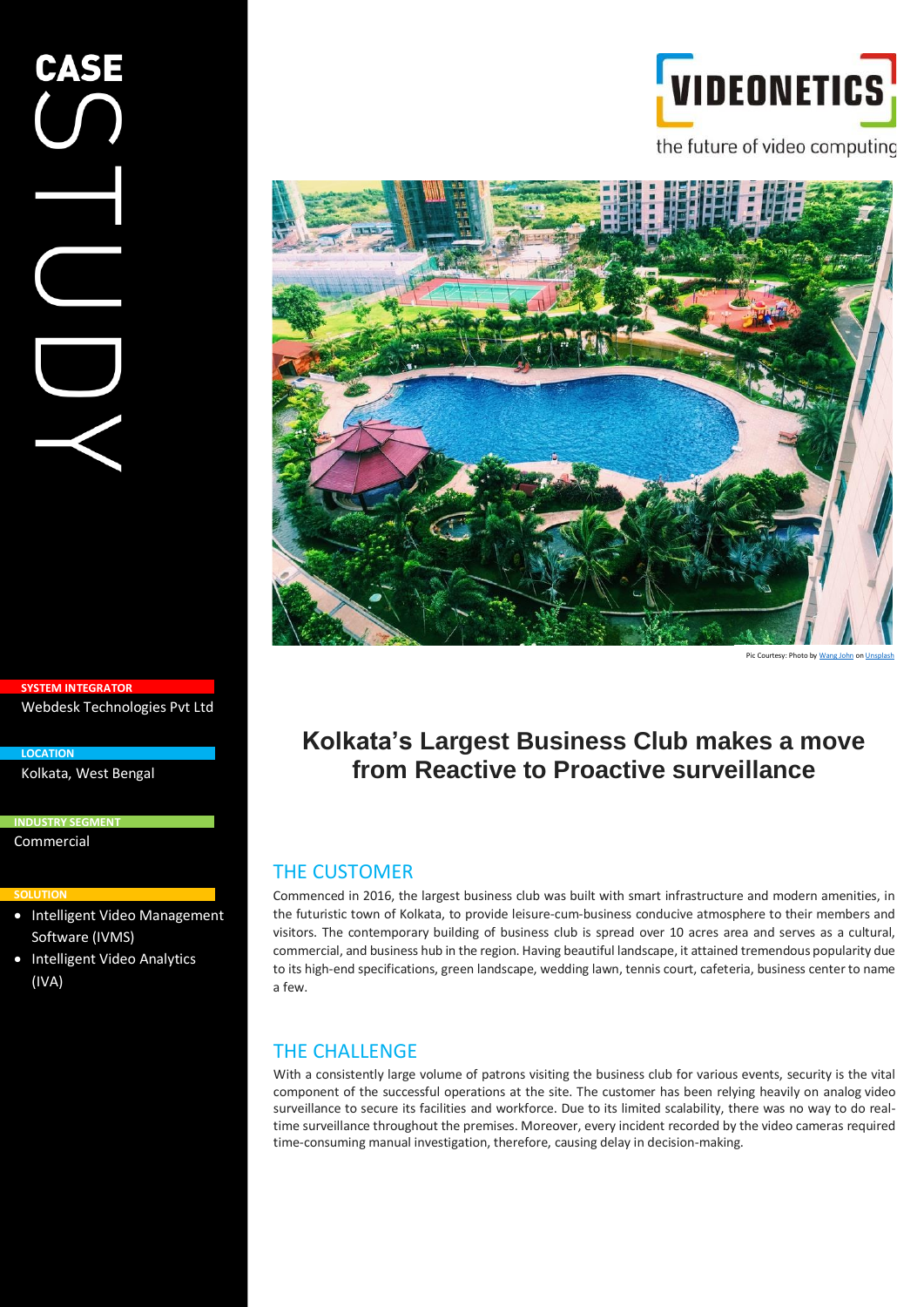CASE STUDY

VIDEONETICS

the future of video computing

Pic Courtesy: Photo by Wang John on Unsplash

**SYSTEM INTEGRATOR**

Webdesk Technologies Pvt Ltd

**LOCATION**

Kolkata, West Bengal

**INDUSTRY SEGMENT**

Commercial

**SOLUTION**

- Intelligent Video Management Software (IVMS)
- Intelligent Video Analytics (IVA)

# Kolkata's Largest Business Club makes a move from Reactive to Proactive surveillance

## THE CUSTOMER

Commenced in 2016, the largest business club was built with smart infrastructure and modern amenities, in the futuristic town of Kolkata, to provide leisure-cum-business conducive atmosphere to their members and visitors. The contemporary building of business club is spread over 10 acres area and serves as a cultural, commercial, and business hub in the region. Having beautiful landscape, it attained tremendous popularity due to its high-end specifications, green landscape, wedding lawn, tennis court, cafeteria, business center to name a few.

## THE CHALLENGE

With a consistently large volume of patrons visiting the business club for various events, security is the vital component of the successful operations at the site. The customer has been relying heavily on analog video surveillance to secure its facilities and workforce. Due to its limited scalability, there was no way to do real-time surveillance throughout the premises. Moreover, every incident recorded by the video cameras required time-consuming manual investigation, therefore, causing delay in decision-making.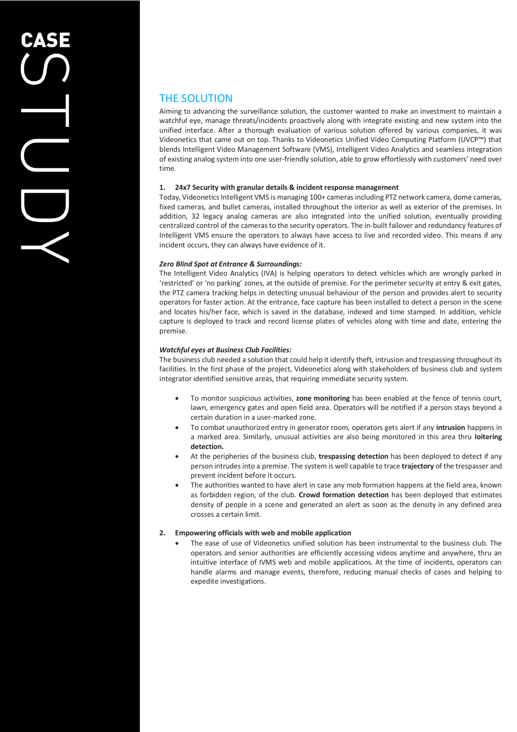## THE SOLUTION

Aiming to advancing the surveillance solution, the customer wanted to make an investment to maintain a watchful eye, manage threats/incidents proactively along with integrate existing and new system into the unified interface. After a thorough evaluation of various solution offered by various companies, it was Videonetics that came out on top. Thanks to Videonetics Unified Video Computing Platform (UVCP™) that blends Intelligent Video Management Software (VMS), Intelligent Video Analytics and seamless integration of existing analog system into one user-friendly solution, able to grow effortlessly with customers' need over time.

**1. 24x7 Security with granular details & incident response management**

Today, Videonetics Intelligent VMS is managing 100+ cameras including PTZ network camera, dome cameras, fixed cameras, and bullet cameras, installed throughout the interior as well as exterior of the premises. In addition, 32 legacy analog cameras are also integrated into the unified solution, eventually providing centralized control of the cameras to the security operators. The in-built failover and redundancy features of Intelligent VMS ensure the operators to always have access to live and recorded video. This means if any incident occurs, they can always have evidence of it.

***Zero Blind Spot at Entrance & Surroundings:***

The Intelligent Video Analytics (IVA) is helping operators to detect vehicles which are wrongly parked in 'restricted' or 'no parking' zones, at the outside of premise. For the perimeter security at entry & exit gates, the PTZ camera tracking helps in detecting unusual behaviour of the person and provides alert to security operators for faster action. At the entrance, face capture has been installed to detect a person in the scene and locates his/her face, which is saved in the database, indexed and time stamped. In addition, vehicle capture is deployed to track and record license plates of vehicles along with time and date, entering the premise.

***Watchful eyes at Business Club Facilities:***

The business club needed a solution that could help it identify theft, intrusion and trespassing throughout its facilities. In the first phase of the project, Videonetics along with stakeholders of business club and system integrator identified sensitive areas, that requiring immediate security system.

- To monitor suspicious activities, **zone monitoring** has been enabled at the fence of tennis court, lawn, emergency gates and open field area. Operators will be notified if a person stays beyond a certain duration in a user-marked zone.
- To combat unauthorized entry in generator room, operators gets alert if any **intrusion** happens in a marked area. Similarly, unusual activities are also being monitored in this area thru **loitering detection.**
- At the peripheries of the business club, **trespassing detection** has been deployed to detect if any person intrudes into a premise. The system is well capable to trace **trajectory** of the trespasser and prevent incident before it occurs.
- The authorities wanted to have alert in case any mob formation happens at the field area, known as forbidden region, of the club. **Crowd formation detection** has been deployed that estimates density of people in a scene and generated an alert as soon as the density in any defined area crosses a certain limit.

**2. Empowering officials with web and mobile application**

- The ease of use of Videonetics unified solution has been instrumental to the business club. The operators and senior authorities are efficiently accessing videos anytime and anywhere, thru an intuitive interface of IVMS web and mobile applications. At the time of incidents, operators can handle alarms and manage events, therefore, reducing manual checks of cases and helping to expedite investigations.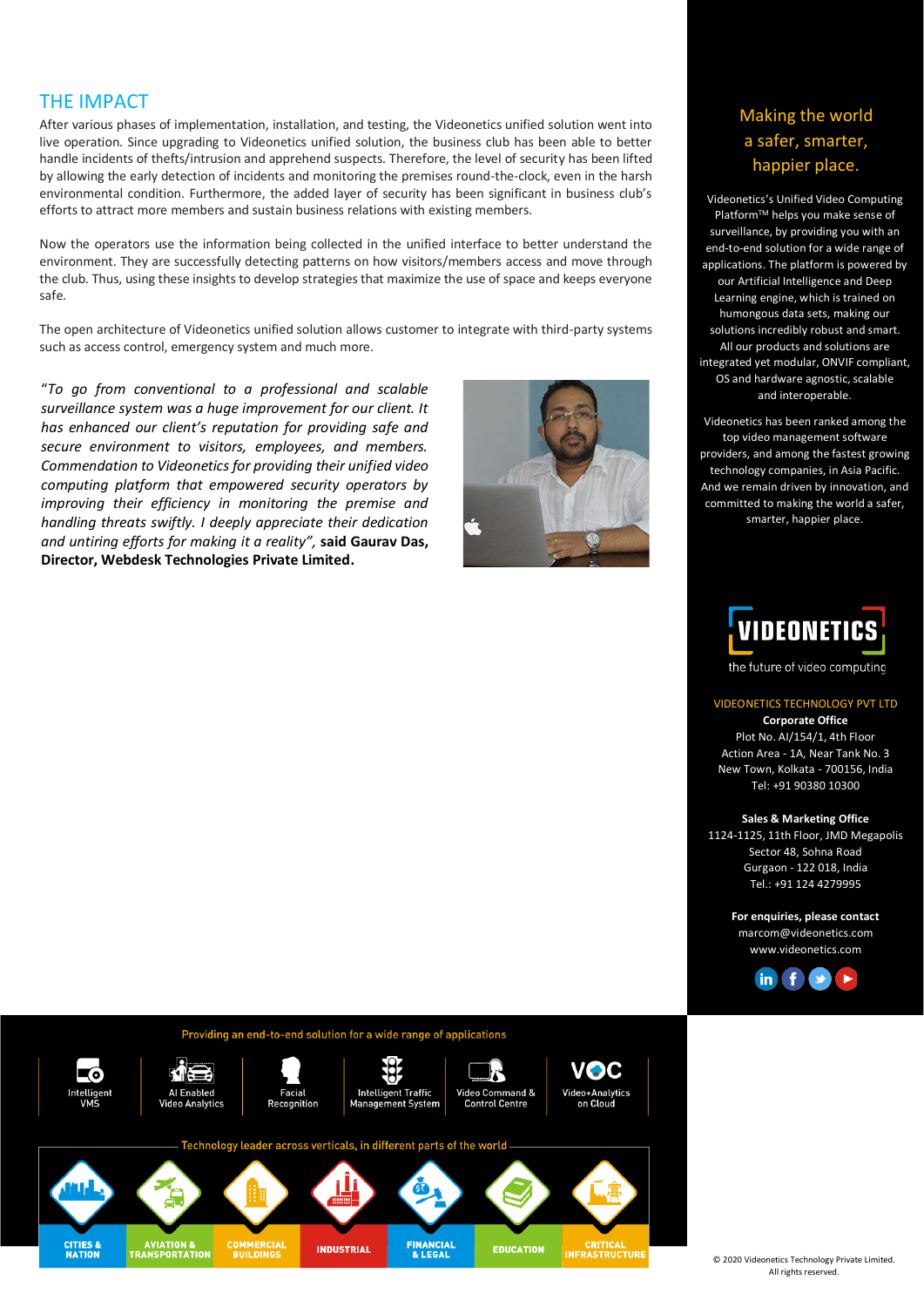## THE IMPACT

After various phases of implementation, installation, and testing, the Videonetics unified solution went into live operation. Since upgrading to Videonetics unified solution, the business club has been able to better handle incidents of thefts/intrusion and apprehend suspects. Therefore, the level of security has been lifted by allowing the early detection of incidents and monitoring the premises round-the-clock, even in the harsh environmental condition. Furthermore, the added layer of security has been significant in business club's efforts to attract more members and sustain business relations with existing members.

Now the operators use the information being collected in the unified interface to better understand the environment. They are successfully detecting patterns on how visitors/members access and move through the club. Thus, using these insights to develop strategies that maximize the use of space and keeps everyone safe.

The open architecture of Videonetics unified solution allows customer to integrate with third-party systems such as access control, emergency system and much more.

*"To go from conventional to a professional and scalable surveillance system was a huge improvement for our client. It has enhanced our client's reputation for providing safe and secure environment to visitors, employees, and members. Commendation to Videonetics for providing their unified video computing platform that empowered security operators by improving their efficiency in monitoring the premise and handling threats swiftly. I deeply appreciate their dedication and untiring efforts for making it a reality",* **said Gaurav Das, Director, Webdesk Technologies Private Limited.**

Making the world a safer, smarter, happier place.

Videonetics's Unified Video Computing Platform™ helps you make sense of surveillance, by providing you with an end-to-end solution for a wide range of applications. The platform is powered by our Artificial Intelligence and Deep Learning engine, which is trained on humongous data sets, making our solutions incredibly robust and smart. All our products and solutions are integrated yet modular, ONVIF compliant, OS and hardware agnostic, scalable and interoperable.

Videonetics has been ranked among the top video management software providers, and among the fastest growing technology companies, in Asia Pacific. And we remain driven by innovation, and committed to making the world a safer, smarter, happier place.

VIDEONETICS
the future of video computing

VIDEONETICS TECHNOLOGY PVT LTD

**Corporate Office**
Plot No. AI/154/1, 4th Floor
Action Area - 1A, Near Tank No. 3
New Town, Kolkata - 700156, India
Tel: +91 90380 10300

**Sales & Marketing Office**
1124-1125, 11th Floor, JMD Megapolis
Sector 48, Sohna Road
Gurgaon - 122 018, India
Tel.: +91 124 4279995

**For enquiries, please contact**
marcom@videonetics.com
www.videonetics.com

Providing an end-to-end solution for a wide range of applications

Intelligent VMS | AI Enabled Video Analytics | Facial Recognition | Intelligent Traffic Management System | Video Command & Control Centre | Video+Analytics on Cloud

Technology leader across verticals, in different parts of the world

CITIES & NATION | AVIATION & TRANSPORTATION | COMMERCIAL BUILDINGS | INDUSTRIAL | FINANCIAL & LEGAL | EDUCATION | CRITICAL INFRASTRUCTURE

© 2020 Videonetics Technology Private Limited.
All rights reserved.